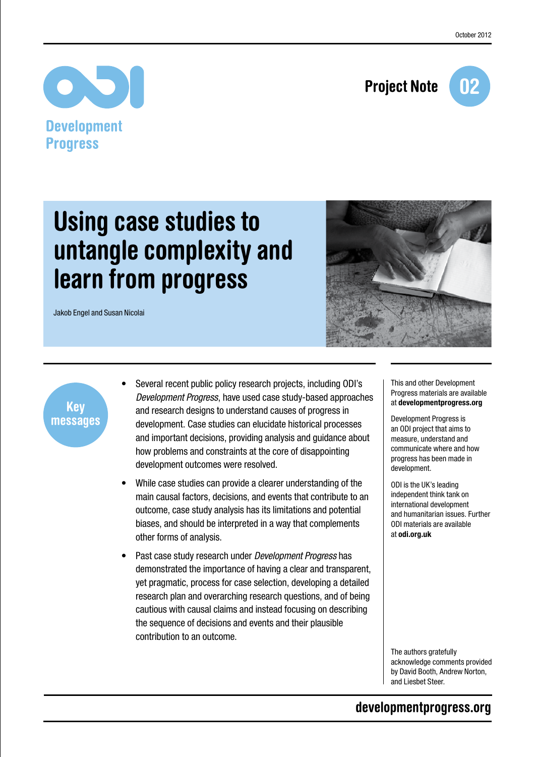October 2012

Development Progress

Project Note 02

# Using case studies to untangle complexity and learn from progress

Jakob Engel and Susan Nicolai

## Key messages

- Several recent public policy research projects, including ODI's *Development Progress*, have used case study-based approaches and research designs to understand causes of progress in development. Case studies can elucidate historical processes and important decisions, providing analysis and guidance about how problems and constraints at the core of disappointing development outcomes were resolved.
- While case studies can provide a clearer understanding of the main causal factors, decisions, and events that contribute to an outcome, case study analysis has its limitations and potential biases, and should be interpreted in a way that complements other forms of analysis.
- Past case study research under *Development Progress* has demonstrated the importance of having a clear and transparent, yet pragmatic, process for case selection, developing a detailed research plan and overarching research questions, and of being cautious with causal claims and instead focusing on describing the sequence of decisions and events and their plausible contribution to an outcome.

This and other Development Progress materials are available at **developmentprogress.org**

Development Progress is an ODI project that aims to measure, understand and communicate where and how progress has been made in development.

ODI is the UK's leading independent think tank on international development and humanitarian issues. Further ODI materials are available at **odi.org.uk**

The authors gratefully acknowledge comments provided by David Booth, Andrew Norton, and Liesbet Steer.

**developmentprogress.org**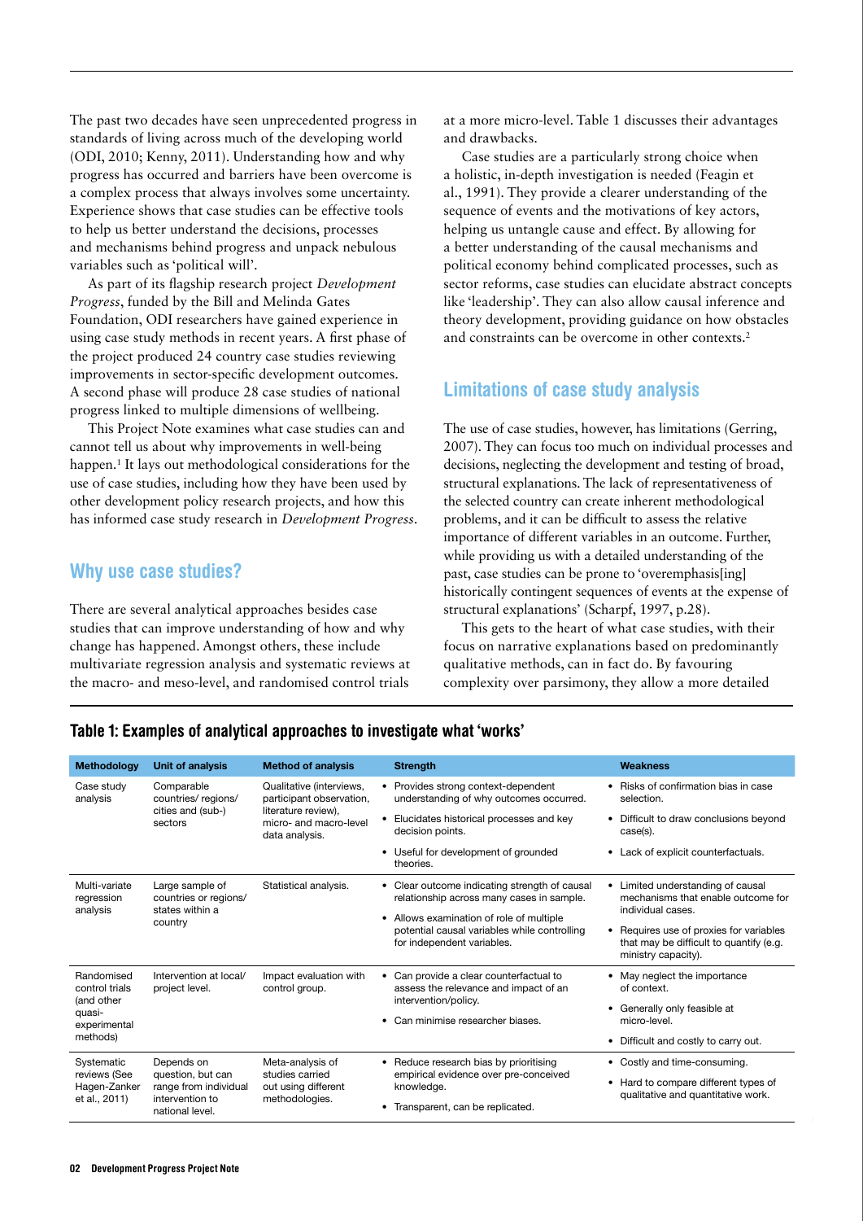The past two decades have seen unprecedented progress in standards of living across much of the developing world (ODI, 2010; Kenny, 2011). Understanding how and why progress has occurred and barriers have been overcome is a complex process that always involves some uncertainty. Experience shows that case studies can be effective tools to help us better understand the decisions, processes and mechanisms behind progress and unpack nebulous variables such as 'political will'.

As part of its flagship research project *Development Progress*, funded by the Bill and Melinda Gates Foundation, ODI researchers have gained experience in using case study methods in recent years. A first phase of the project produced 24 country case studies reviewing improvements in sector-specific development outcomes. A second phase will produce 28 case studies of national progress linked to multiple dimensions of wellbeing.

This Project Note examines what case studies can and cannot tell us about why improvements in well-being happen.[1] It lays out methodological considerations for the use of case studies, including how they have been used by other development policy research projects, and how this has informed case study research in *Development Progress*.

## Why use case studies?

There are several analytical approaches besides case studies that can improve understanding of how and why change has happened. Amongst others, these include multivariate regression analysis and systematic reviews at the macro- and meso-level, and randomised control trials at a more micro-level. Table 1 discusses their advantages and drawbacks.

Case studies are a particularly strong choice when a holistic, in-depth investigation is needed (Feagin et al., 1991). They provide a clearer understanding of the sequence of events and the motivations of key actors, helping us untangle cause and effect. By allowing for a better understanding of the causal mechanisms and political economy behind complicated processes, such as sector reforms, case studies can elucidate abstract concepts like 'leadership'. They can also allow causal inference and theory development, providing guidance on how obstacles and constraints can be overcome in other contexts.[2]

## Limitations of case study analysis

The use of case studies, however, has limitations (Gerring, 2007). They can focus too much on individual processes and decisions, neglecting the development and testing of broad, structural explanations. The lack of representativeness of the selected country can create inherent methodological problems, and it can be difficult to assess the relative importance of different variables in an outcome. Further, while providing us with a detailed understanding of the past, case studies can be prone to 'overemphasis[ing] historically contingent sequences of events at the expense of structural explanations' (Scharpf, 1997, p.28).

This gets to the heart of what case studies, with their focus on narrative explanations based on predominantly qualitative methods, can in fact do. By favouring complexity over parsimony, they allow a more detailed

**Table 1: Examples of analytical approaches to investigate what 'works'**

| Methodology | Unit of analysis | Method of analysis | Strength | Weakness |
|---|---|---|---|---|
| Case study analysis | Comparable countries/ regions/ cities and (sub-) sectors | Qualitative (interviews, participant observation, literature review), micro- and macro-level data analysis. | • Provides strong context-dependent understanding of why outcomes occurred.<br>• Elucidates historical processes and key decision points.<br>• Useful for development of grounded theories. | • Risks of confirmation bias in case selection.<br>• Difficult to draw conclusions beyond case(s).<br>• Lack of explicit counterfactuals. |
| Multi-variate regression analysis | Large sample of countries or regions/ states within a country | Statistical analysis. | • Clear outcome indicating strength of causal relationship across many cases in sample.<br>• Allows examination of role of multiple potential causal variables while controlling for independent variables. | • Limited understanding of causal mechanisms that enable outcome for individual cases.<br>• Requires use of proxies for variables that may be difficult to quantify (e.g. ministry capacity). |
| Randomised control trials (and other quasi-experimental methods) | Intervention at local/ project level. | Impact evaluation with control group. | • Can provide a clear counterfactual to assess the relevance and impact of an intervention/policy.<br>• Can minimise researcher biases. | • May neglect the importance of context.<br>• Generally only feasible at micro-level.<br>• Difficult and costly to carry out. |
| Systematic reviews (See Hagen-Zanker et al., 2011) | Depends on question, but can range from individual intervention to national level. | Meta-analysis of studies carried out using different methodologies. | • Reduce research bias by prioritising empirical evidence over pre-conceived knowledge.<br>• Transparent, can be replicated. | • Costly and time-consuming.<br>• Hard to compare different types of qualitative and quantitative work. |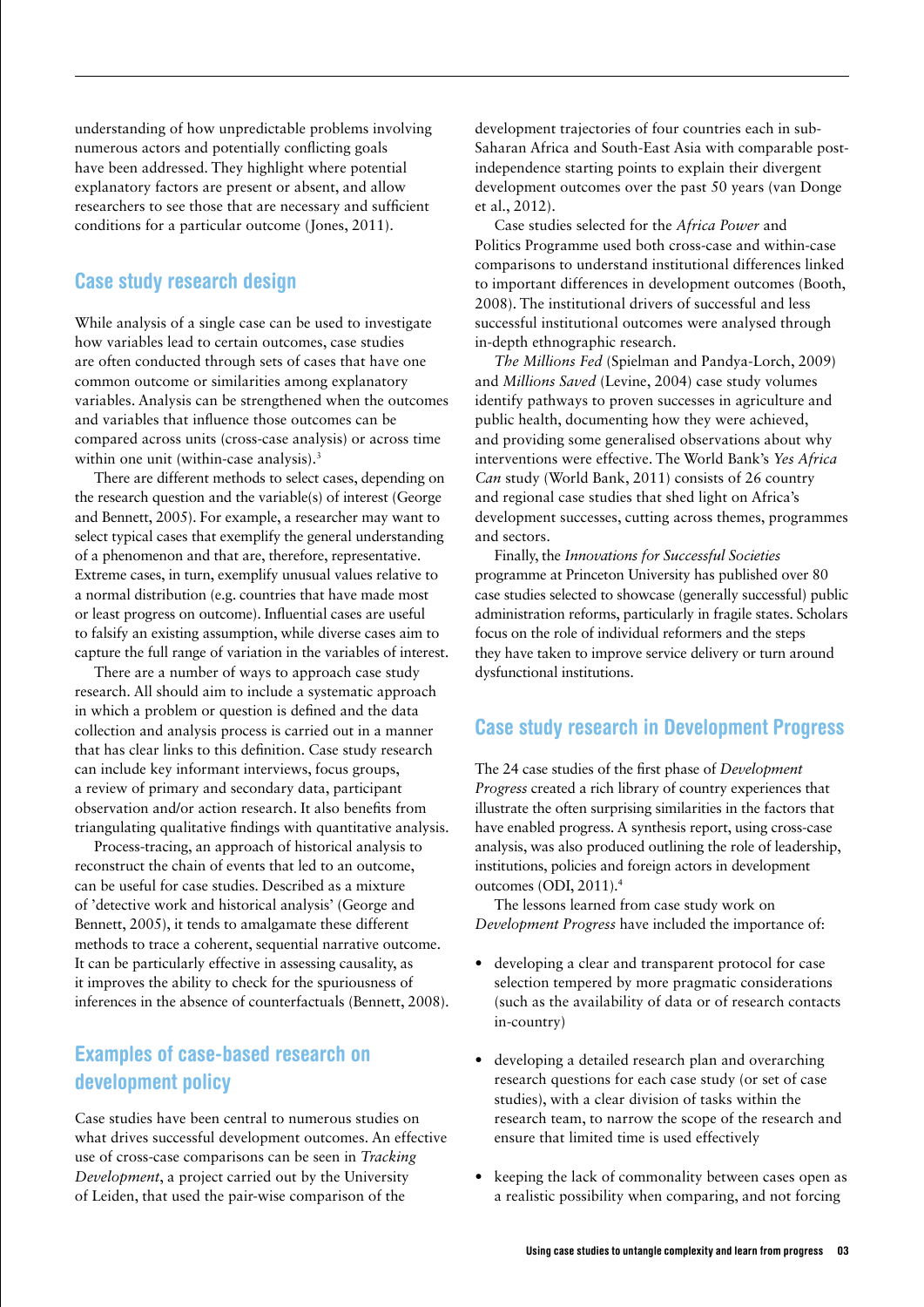understanding of how unpredictable problems involving numerous actors and potentially conflicting goals have been addressed. They highlight where potential explanatory factors are present or absent, and allow researchers to see those that are necessary and sufficient conditions for a particular outcome (Jones, 2011).

## Case study research design

While analysis of a single case can be used to investigate how variables lead to certain outcomes, case studies are often conducted through sets of cases that have one common outcome or similarities among explanatory variables. Analysis can be strengthened when the outcomes and variables that influence those outcomes can be compared across units (cross-case analysis) or across time within one unit (within-case analysis).[3]

There are different methods to select cases, depending on the research question and the variable(s) of interest (George and Bennett, 2005). For example, a researcher may want to select typical cases that exemplify the general understanding of a phenomenon and that are, therefore, representative. Extreme cases, in turn, exemplify unusual values relative to a normal distribution (e.g. countries that have made most or least progress on outcome). Influential cases are useful to falsify an existing assumption, while diverse cases aim to capture the full range of variation in the variables of interest.

There are a number of ways to approach case study research. All should aim to include a systematic approach in which a problem or question is defined and the data collection and analysis process is carried out in a manner that has clear links to this definition. Case study research can include key informant interviews, focus groups, a review of primary and secondary data, participant observation and/or action research. It also benefits from triangulating qualitative findings with quantitative analysis.

Process-tracing, an approach of historical analysis to reconstruct the chain of events that led to an outcome, can be useful for case studies. Described as a mixture of 'detective work and historical analysis' (George and Bennett, 2005), it tends to amalgamate these different methods to trace a coherent, sequential narrative outcome. It can be particularly effective in assessing causality, as it improves the ability to check for the spuriousness of inferences in the absence of counterfactuals (Bennett, 2008).

## Examples of case-based research on development policy

Case studies have been central to numerous studies on what drives successful development outcomes. An effective use of cross-case comparisons can be seen in *Tracking Development*, a project carried out by the University of Leiden, that used the pair-wise comparison of the development trajectories of four countries each in sub-Saharan Africa and South-East Asia with comparable post-independence starting points to explain their divergent development outcomes over the past 50 years (van Donge et al., 2012).

Case studies selected for the *Africa Power* and Politics Programme used both cross-case and within-case comparisons to understand institutional differences linked to important differences in development outcomes (Booth, 2008). The institutional drivers of successful and less successful institutional outcomes were analysed through in-depth ethnographic research.

*The Millions Fed* (Spielman and Pandya-Lorch, 2009) and *Millions Saved* (Levine, 2004) case study volumes identify pathways to proven successes in agriculture and public health, documenting how they were achieved, and providing some generalised observations about why interventions were effective. The World Bank's *Yes Africa Can* study (World Bank, 2011) consists of 26 country and regional case studies that shed light on Africa's development successes, cutting across themes, programmes and sectors.

Finally, the *Innovations for Successful Societies* programme at Princeton University has published over 80 case studies selected to showcase (generally successful) public administration reforms, particularly in fragile states. Scholars focus on the role of individual reformers and the steps they have taken to improve service delivery or turn around dysfunctional institutions.

## Case study research in Development Progress

The 24 case studies of the first phase of *Development Progress* created a rich library of country experiences that illustrate the often surprising similarities in the factors that have enabled progress. A synthesis report, using cross-case analysis, was also produced outlining the role of leadership, institutions, policies and foreign actors in development outcomes (ODI, 2011).[4]

The lessons learned from case study work on *Development Progress* have included the importance of:

- developing a clear and transparent protocol for case selection tempered by more pragmatic considerations (such as the availability of data or of research contacts in-country)
- developing a detailed research plan and overarching research questions for each case study (or set of case studies), with a clear division of tasks within the research team, to narrow the scope of the research and ensure that limited time is used effectively
- keeping the lack of commonality between cases open as a realistic possibility when comparing, and not forcing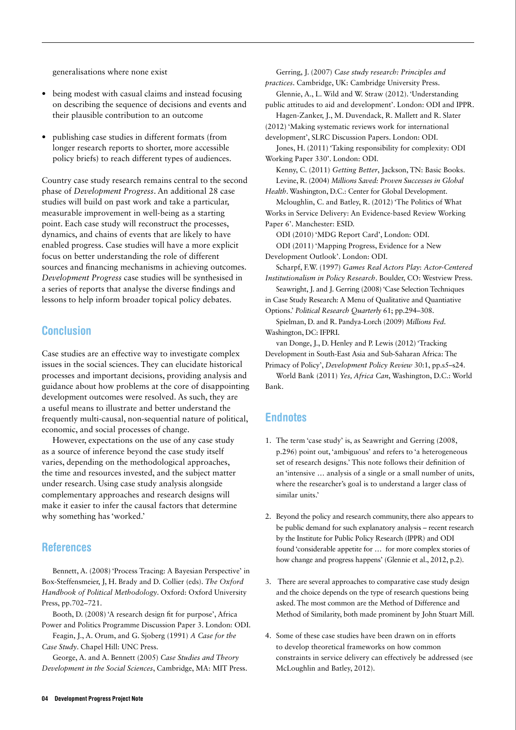generalisations where none exist

- being modest with casual claims and instead focusing on describing the sequence of decisions and events and their plausible contribution to an outcome
- publishing case studies in different formats (from longer research reports to shorter, more accessible policy briefs) to reach different types of audiences.

Country case study research remains central to the second phase of *Development Progress*. An additional 28 case studies will build on past work and take a particular, measurable improvement in well-being as a starting point. Each case study will reconstruct the processes, dynamics, and chains of events that are likely to have enabled progress. Case studies will have a more explicit focus on better understanding the role of different sources and financing mechanisms in achieving outcomes. *Development Progress* case studies will be synthesised in a series of reports that analyse the diverse findings and lessons to help inform broader topical policy debates.

## Conclusion

Case studies are an effective way to investigate complex issues in the social sciences. They can elucidate historical processes and important decisions, providing analysis and guidance about how problems at the core of disappointing development outcomes were resolved. As such, they are a useful means to illustrate and better understand the frequently multi-causal, non-sequential nature of political, economic, and social processes of change.

However, expectations on the use of any case study as a source of inference beyond the case study itself varies, depending on the methodological approaches, the time and resources invested, and the subject matter under research. Using case study analysis alongside complementary approaches and research designs will make it easier to infer the causal factors that determine why something has 'worked.'

## References

Bennett, A. (2008) 'Process Tracing: A Bayesian Perspective' in Box-Steffensmeier, J, H. Brady and D. Collier (eds). *The Oxford Handbook of Political Methodology*. Oxford: Oxford University Press, pp.702–721.

Booth, D. (2008) 'A research design fit for purpose', Africa Power and Politics Programme Discussion Paper 3. London: ODI.

Feagin, J., A. Orum, and G. Sjoberg (1991) *A Case for the Case Study*. Chapel Hill: UNC Press.

George, A. and A. Bennett (2005) *Case Studies and Theory Development in the Social Sciences*, Cambridge, MA: MIT Press.

Gerring, J. (2007) *Case study research: Principles and practices*. Cambridge, UK: Cambridge University Press.

Glennie, A., L. Wild and W. Straw (2012). 'Understanding public attitudes to aid and development'. London: ODI and IPPR.

Hagen-Zanker, J., M. Duvendack, R. Mallett and R. Slater (2012) 'Making systematic reviews work for international development', SLRC Discussion Papers. London: ODI.

Jones, H. (2011) 'Taking responsibility for complexity: ODI Working Paper 330'. London: ODI.

Kenny, C. (2011) *Getting Better*, Jackson, TN: Basic Books.

Levine, R. (2004) *Millions Saved: Proven Successes in Global Health*. Washington, D.C.: Center for Global Development.

Mcloughlin, C. and Batley, R. (2012) 'The Politics of What Works in Service Delivery: An Evidence-based Review Working Paper 6'. Manchester: ESID.

ODI (2010) 'MDG Report Card', London: ODI.

ODI (2011) 'Mapping Progress, Evidence for a New Development Outlook'. London: ODI.

Scharpf, F.W. (1997) *Games Real Actors Play*: *Actor-Centered Institutionalism in Policy Research*. Boulder, CO: Westview Press.

Seawright, J. and J. Gerring (2008) 'Case Selection Techniques in Case Study Research: A Menu of Qualitative and Quantiative Options.' *Political Research Quarterly* 61; pp.294–308.

Spielman, D. and R. Pandya-Lorch (2009) *Millions Fed*. Washington, DC: IFPRI.

van Donge, J., D. Henley and P. Lewis (2012) 'Tracking Development in South-East Asia and Sub-Saharan Africa: The Primacy of Policy', *Development Policy Review* 30:1, pp.s5–s24.

World Bank (2011) *Yes, Africa Can*, Washington, D.C.: World Bank.

## Endnotes

1. The term 'case study' is, as Seawright and Gerring (2008, p.296) point out, 'ambiguous' and refers to 'a heterogeneous set of research designs.' This note follows their definition of an 'intensive … analysis of a single or a small number of units, where the researcher's goal is to understand a larger class of similar units.'

2. Beyond the policy and research community, there also appears to be public demand for such explanatory analysis – recent research by the Institute for Public Policy Research (IPPR) and ODI found 'considerable appetite for … for more complex stories of how change and progress happens' (Glennie et al., 2012, p.2).

3. There are several approaches to comparative case study design and the choice depends on the type of research questions being asked. The most common are the Method of Difference and Method of Similarity, both made prominent by John Stuart Mill.

4. Some of these case studies have been drawn on in efforts to develop theoretical frameworks on how common constraints in service delivery can effectively be addressed (see McLoughlin and Batley, 2012).